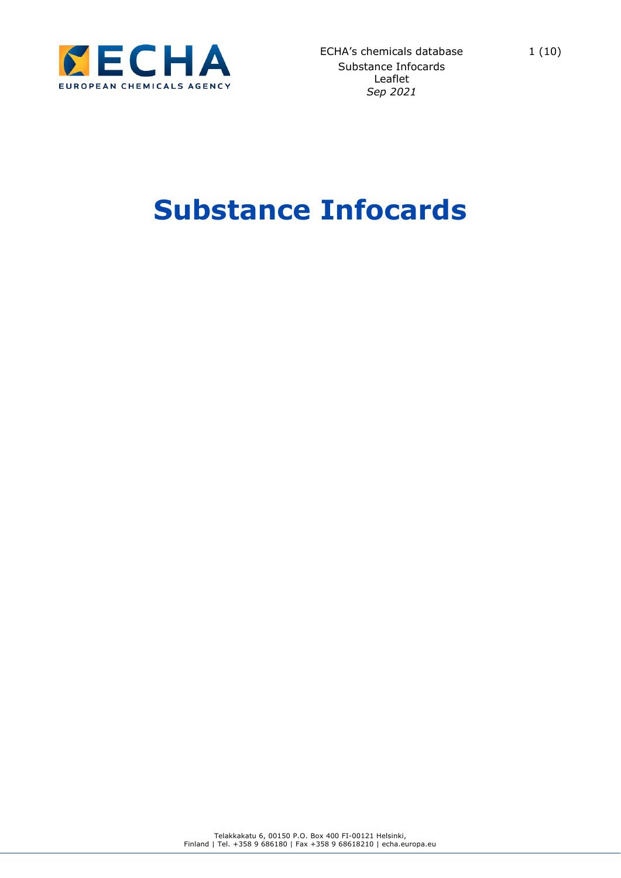ECHA's chemicals database
Substance Infocards
Leaflet
*Sep 2021*

# Substance Infocards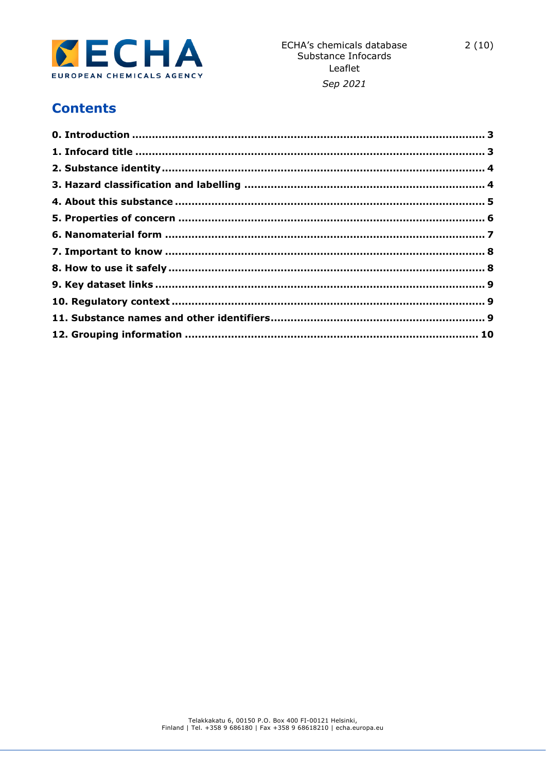## Contents

**0. Introduction** ........................................ 3
**1. Infocard title** ........................................ 3
**2. Substance identity** ........................................ 4
**3. Hazard classification and labelling** ........................................ 4
**4. About this substance** ........................................ 5
**5. Properties of concern** ........................................ 6
**6. Nanomaterial form** ........................................ 7
**7. Important to know** ........................................ 8
**8. How to use it safely** ........................................ 8
**9. Key dataset links** ........................................ 9
**10. Regulatory context** ........................................ 9
**11. Substance names and other identifiers** ........................................ 9
**12. Grouping information** ........................................ 10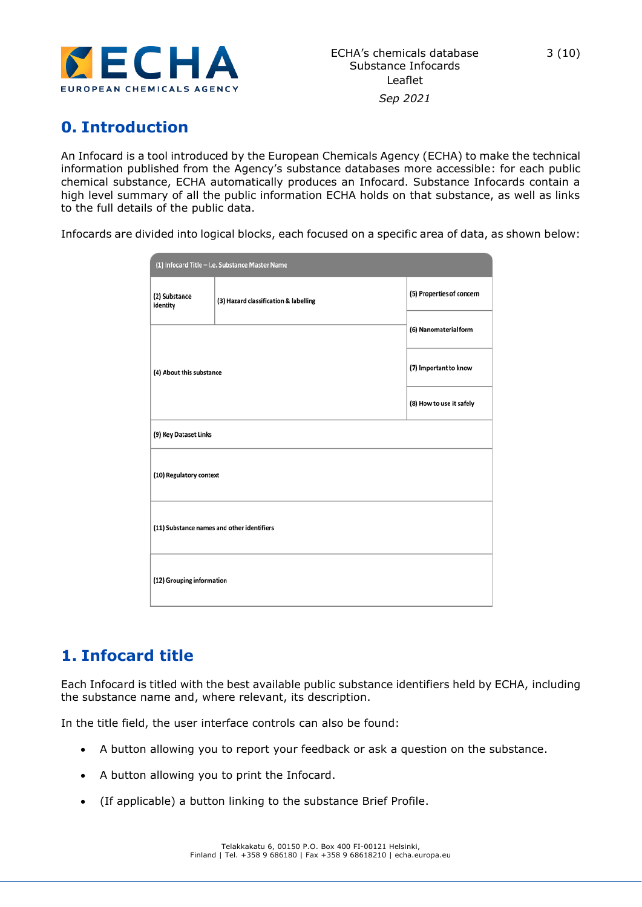# 0. Introduction

An Infocard is a tool introduced by the European Chemicals Agency (ECHA) to make the technical information published from the Agency's substance databases more accessible: for each public chemical substance, ECHA automatically produces an Infocard. Substance Infocards contain a high level summary of all the public information ECHA holds on that substance, as well as links to the full details of the public data.

Infocards are divided into logical blocks, each focused on a specific area of data, as shown below:

| (1) Infocard Title – i.e. Substance Master Name | | |
|---|---|---|
| (2) Substance identity | (3) Hazard classification & labelling | (5) Properties of concern |
| (4) About this substance | | (6) Nanomaterial form |
| | | (7) Important to know |
| | | (8) How to use it safely |
| (9) Key Dataset Links | | |
| (10) Regulatory context | | |
| (11) Substance names and other identifiers | | |
| (12) Grouping information | | |

# 1. Infocard title

Each Infocard is titled with the best available public substance identifiers held by ECHA, including the substance name and, where relevant, its description.

In the title field, the user interface controls can also be found:

- A button allowing you to report your feedback or ask a question on the substance.
- A button allowing you to print the Infocard.
- (If applicable) a button linking to the substance Brief Profile.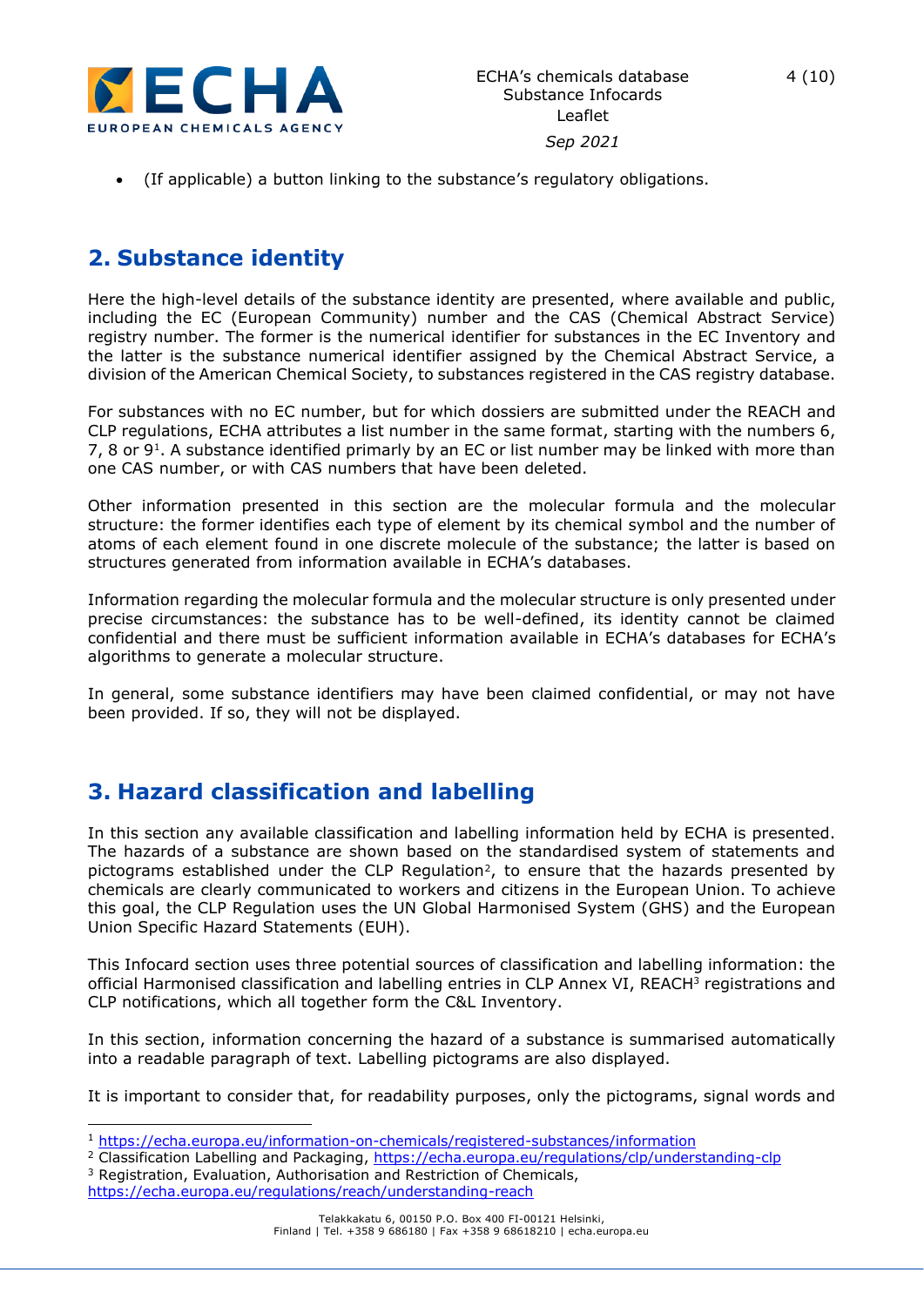- (If applicable) a button linking to the substance's regulatory obligations.

## 2. Substance identity

Here the high-level details of the substance identity are presented, where available and public, including the EC (European Community) number and the CAS (Chemical Abstract Service) registry number. The former is the numerical identifier for substances in the EC Inventory and the latter is the substance numerical identifier assigned by the Chemical Abstract Service, a division of the American Chemical Society, to substances registered in the CAS registry database.

For substances with no EC number, but for which dossiers are submitted under the REACH and CLP regulations, ECHA attributes a list number in the same format, starting with the numbers 6, 7, 8 or 9[1]. A substance identified primarily by an EC or list number may be linked with more than one CAS number, or with CAS numbers that have been deleted.

Other information presented in this section are the molecular formula and the molecular structure: the former identifies each type of element by its chemical symbol and the number of atoms of each element found in one discrete molecule of the substance; the latter is based on structures generated from information available in ECHA's databases.

Information regarding the molecular formula and the molecular structure is only presented under precise circumstances: the substance has to be well-defined, its identity cannot be claimed confidential and there must be sufficient information available in ECHA's databases for ECHA's algorithms to generate a molecular structure.

In general, some substance identifiers may have been claimed confidential, or may not have been provided. If so, they will not be displayed.

## 3. Hazard classification and labelling

In this section any available classification and labelling information held by ECHA is presented. The hazards of a substance are shown based on the standardised system of statements and pictograms established under the CLP Regulation[2], to ensure that the hazards presented by chemicals are clearly communicated to workers and citizens in the European Union. To achieve this goal, the CLP Regulation uses the UN Global Harmonised System (GHS) and the European Union Specific Hazard Statements (EUH).

This Infocard section uses three potential sources of classification and labelling information: the official Harmonised classification and labelling entries in CLP Annex VI, REACH[3] registrations and CLP notifications, which all together form the C&L Inventory.

In this section, information concerning the hazard of a substance is summarised automatically into a readable paragraph of text. Labelling pictograms are also displayed.

It is important to consider that, for readability purposes, only the pictograms, signal words and

---

[1] https://echa.europa.eu/information-on-chemicals/registered-substances/information

[2] Classification Labelling and Packaging, https://echa.europa.eu/regulations/clp/understanding-clp

[3] Registration, Evaluation, Authorisation and Restriction of Chemicals, https://echa.europa.eu/regulations/reach/understanding-reach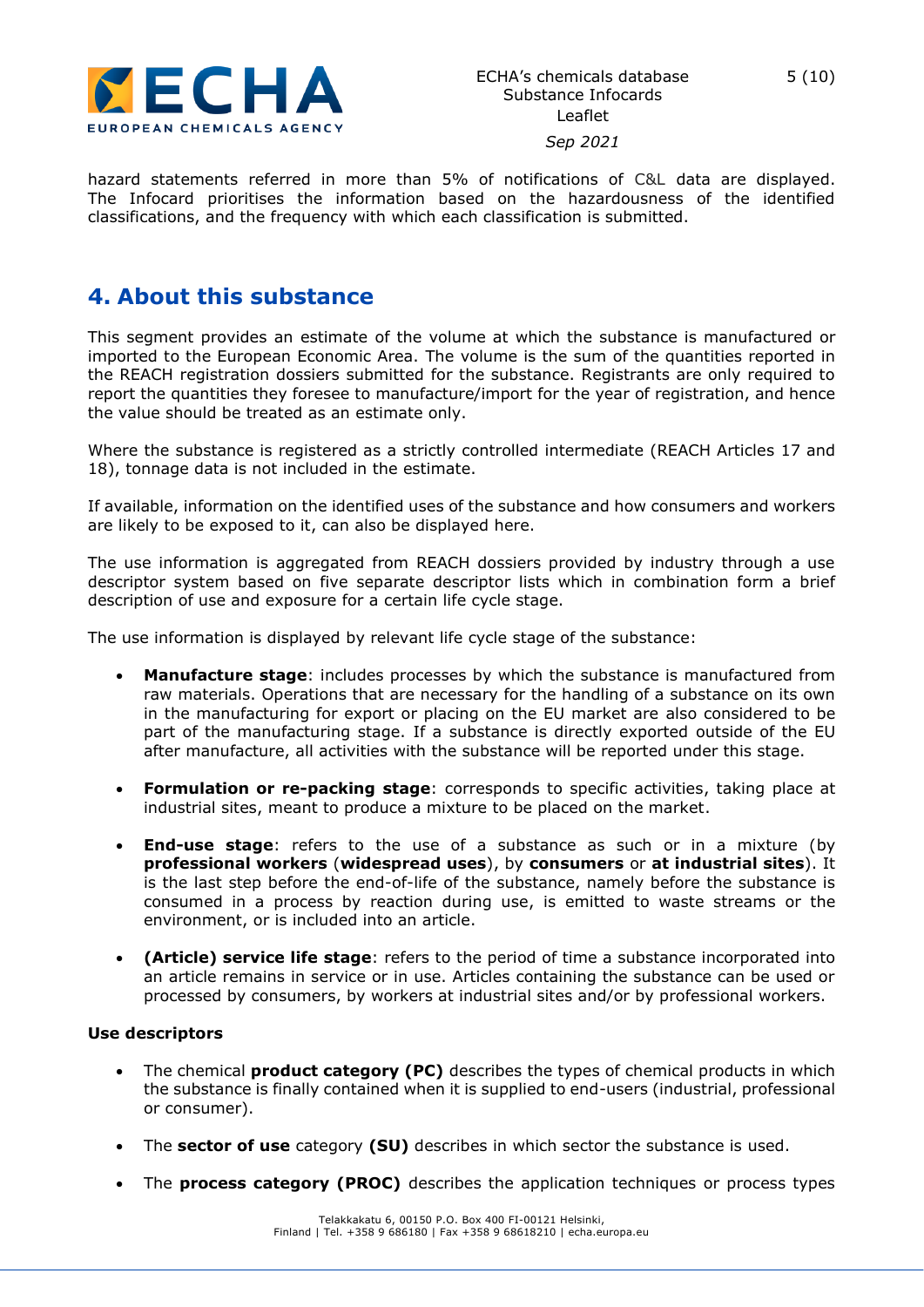hazard statements referred in more than 5% of notifications of C&L data are displayed. The Infocard prioritises the information based on the hazardousness of the identified classifications, and the frequency with which each classification is submitted.

## 4. About this substance

This segment provides an estimate of the volume at which the substance is manufactured or imported to the European Economic Area. The volume is the sum of the quantities reported in the REACH registration dossiers submitted for the substance. Registrants are only required to report the quantities they foresee to manufacture/import for the year of registration, and hence the value should be treated as an estimate only.

Where the substance is registered as a strictly controlled intermediate (REACH Articles 17 and 18), tonnage data is not included in the estimate.

If available, information on the identified uses of the substance and how consumers and workers are likely to be exposed to it, can also be displayed here.

The use information is aggregated from REACH dossiers provided by industry through a use descriptor system based on five separate descriptor lists which in combination form a brief description of use and exposure for a certain life cycle stage.

The use information is displayed by relevant life cycle stage of the substance:

- **Manufacture stage**: includes processes by which the substance is manufactured from raw materials. Operations that are necessary for the handling of a substance on its own in the manufacturing for export or placing on the EU market are also considered to be part of the manufacturing stage. If a substance is directly exported outside of the EU after manufacture, all activities with the substance will be reported under this stage.
- **Formulation or re-packing stage**: corresponds to specific activities, taking place at industrial sites, meant to produce a mixture to be placed on the market.
- **End-use stage**: refers to the use of a substance as such or in a mixture (by **professional workers** (**widespread uses**), by **consumers** or **at industrial sites**). It is the last step before the end-of-life of the substance, namely before the substance is consumed in a process by reaction during use, is emitted to waste streams or the environment, or is included into an article.
- **(Article) service life stage**: refers to the period of time a substance incorporated into an article remains in service or in use. Articles containing the substance can be used or processed by consumers, by workers at industrial sites and/or by professional workers.

**Use descriptors**

- The chemical **product category (PC)** describes the types of chemical products in which the substance is finally contained when it is supplied to end-users (industrial, professional or consumer).
- The **sector of use** category **(SU)** describes in which sector the substance is used.
- The **process category (PROC)** describes the application techniques or process types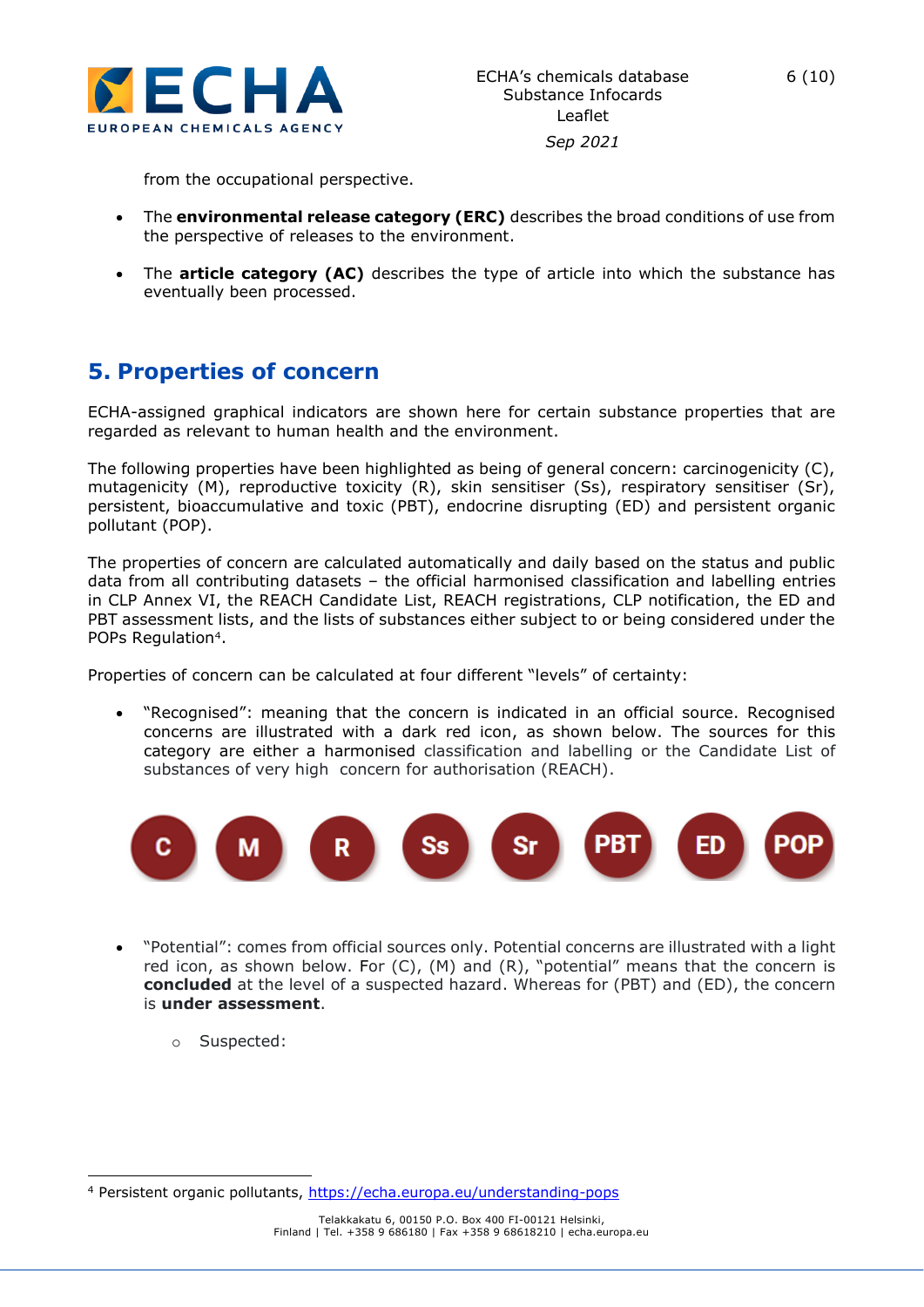from the occupational perspective.

- The **environmental release category (ERC)** describes the broad conditions of use from the perspective of releases to the environment.
- The **article category (AC)** describes the type of article into which the substance has eventually been processed.

## 5. Properties of concern

ECHA-assigned graphical indicators are shown here for certain substance properties that are regarded as relevant to human health and the environment.

The following properties have been highlighted as being of general concern: carcinogenicity (C), mutagenicity (M), reproductive toxicity (R), skin sensitiser (Ss), respiratory sensitiser (Sr), persistent, bioaccumulative and toxic (PBT), endocrine disrupting (ED) and persistent organic pollutant (POP).

The properties of concern are calculated automatically and daily based on the status and public data from all contributing datasets – the official harmonised classification and labelling entries in CLP Annex VI, the REACH Candidate List, REACH registrations, CLP notification, the ED and PBT assessment lists, and the lists of substances either subject to or being considered under the POPs Regulation[4].

Properties of concern can be calculated at four different "levels" of certainty:

- "Recognised": meaning that the concern is indicated in an official source. Recognised concerns are illustrated with a dark red icon, as shown below. The sources for this category are either a harmonised classification and labelling or the Candidate List of substances of very high concern for authorisation (REACH).

C M R Ss Sr PBT ED POP

- "Potential": comes from official sources only. Potential concerns are illustrated with a light red icon, as shown below. For (C), (M) and (R), "potential" means that the concern is **concluded** at the level of a suspected hazard. Whereas for (PBT) and (ED), the concern is **under assessment**.
  - Suspected:

[4] Persistent organic pollutants, https://echa.europa.eu/understanding-pops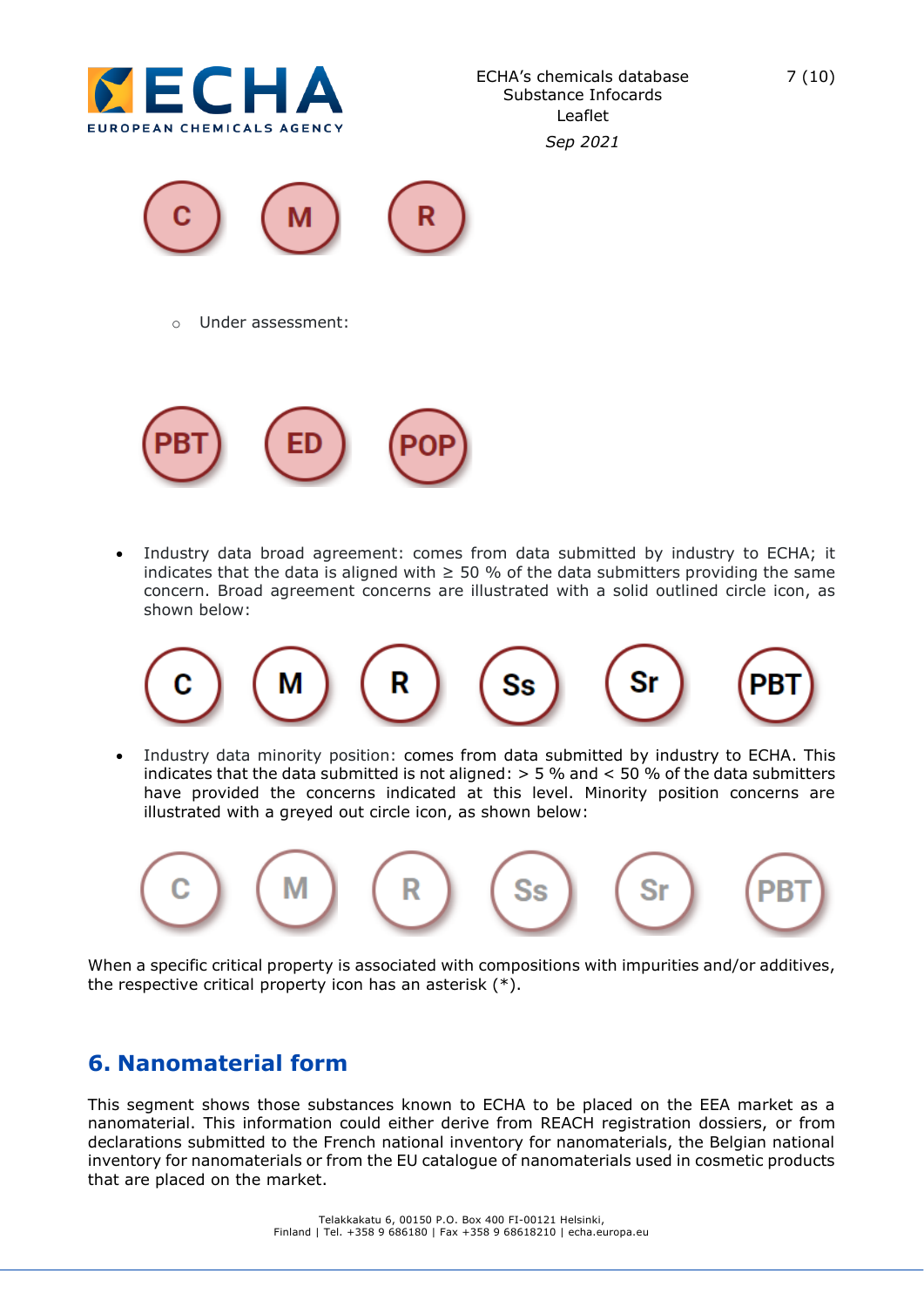C M R

- Under assessment:

PBT ED POP

- Industry data broad agreement: comes from data submitted by industry to ECHA; it indicates that the data is aligned with ≥ 50 % of the data submitters providing the same concern. Broad agreement concerns are illustrated with a solid outlined circle icon, as shown below:

C M R Ss Sr PBT

- Industry data minority position: comes from data submitted by industry to ECHA. This indicates that the data submitted is not aligned: > 5 % and < 50 % of the data submitters have provided the concerns indicated at this level. Minority position concerns are illustrated with a greyed out circle icon, as shown below:

C M R Ss Sr PBT

When a specific critical property is associated with compositions with impurities and/or additives, the respective critical property icon has an asterisk (*).

## 6. Nanomaterial form

This segment shows those substances known to ECHA to be placed on the EEA market as a nanomaterial. This information could either derive from REACH registration dossiers, or from declarations submitted to the French national inventory for nanomaterials, the Belgian national inventory for nanomaterials or from the EU catalogue of nanomaterials used in cosmetic products that are placed on the market.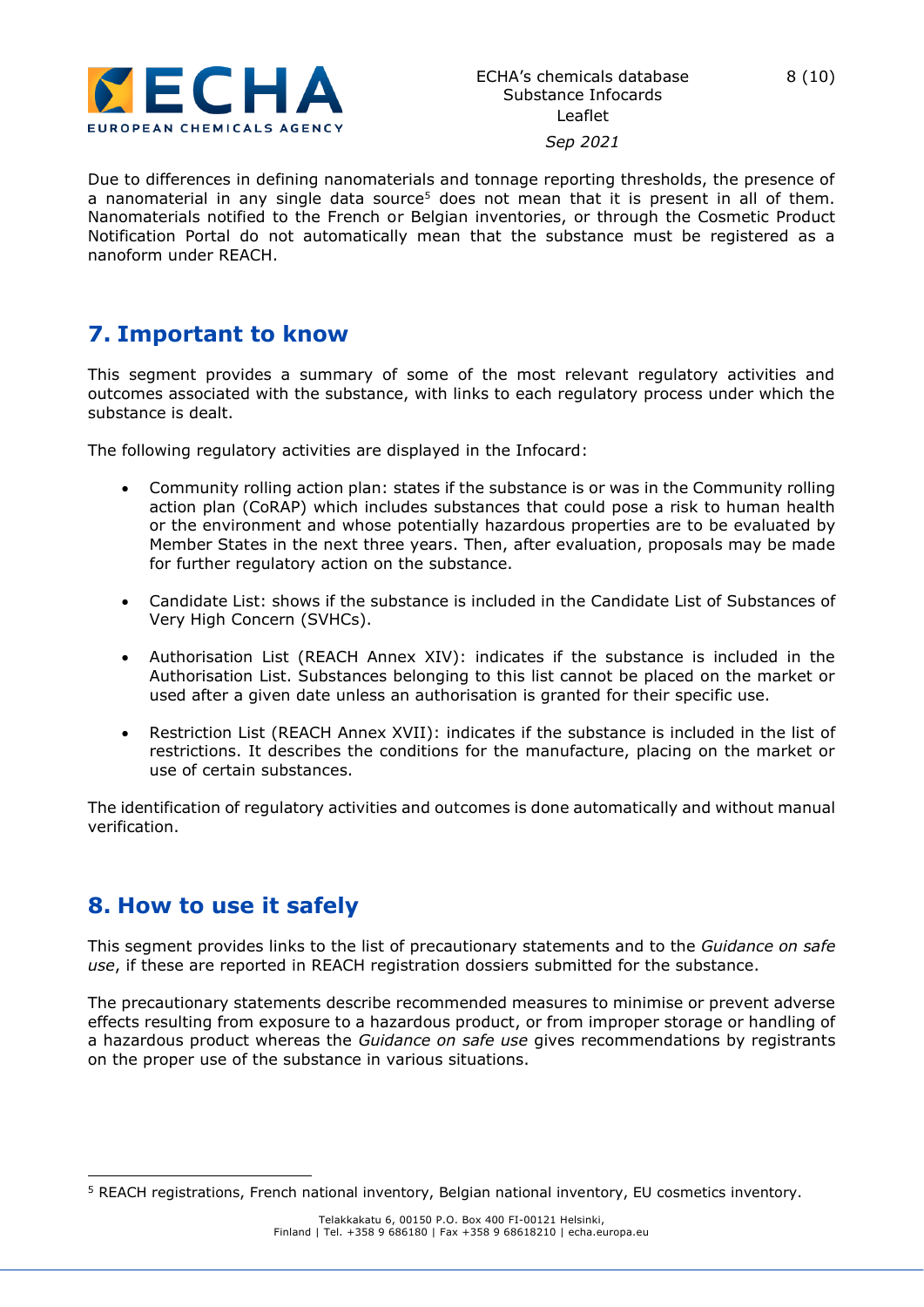Due to differences in defining nanomaterials and tonnage reporting thresholds, the presence of a nanomaterial in any single data source[5] does not mean that it is present in all of them. Nanomaterials notified to the French or Belgian inventories, or through the Cosmetic Product Notification Portal do not automatically mean that the substance must be registered as a nanoform under REACH.

## 7. Important to know

This segment provides a summary of some of the most relevant regulatory activities and outcomes associated with the substance, with links to each regulatory process under which the substance is dealt.

The following regulatory activities are displayed in the Infocard:

- Community rolling action plan: states if the substance is or was in the Community rolling action plan (CoRAP) which includes substances that could pose a risk to human health or the environment and whose potentially hazardous properties are to be evaluated by Member States in the next three years. Then, after evaluation, proposals may be made for further regulatory action on the substance.
- Candidate List: shows if the substance is included in the Candidate List of Substances of Very High Concern (SVHCs).
- Authorisation List (REACH Annex XIV): indicates if the substance is included in the Authorisation List. Substances belonging to this list cannot be placed on the market or used after a given date unless an authorisation is granted for their specific use.
- Restriction List (REACH Annex XVII): indicates if the substance is included in the list of restrictions. It describes the conditions for the manufacture, placing on the market or use of certain substances.

The identification of regulatory activities and outcomes is done automatically and without manual verification.

## 8. How to use it safely

This segment provides links to the list of precautionary statements and to the *Guidance on safe use*, if these are reported in REACH registration dossiers submitted for the substance.

The precautionary statements describe recommended measures to minimise or prevent adverse effects resulting from exposure to a hazardous product, or from improper storage or handling of a hazardous product whereas the *Guidance on safe use* gives recommendations by registrants on the proper use of the substance in various situations.

[5] REACH registrations, French national inventory, Belgian national inventory, EU cosmetics inventory.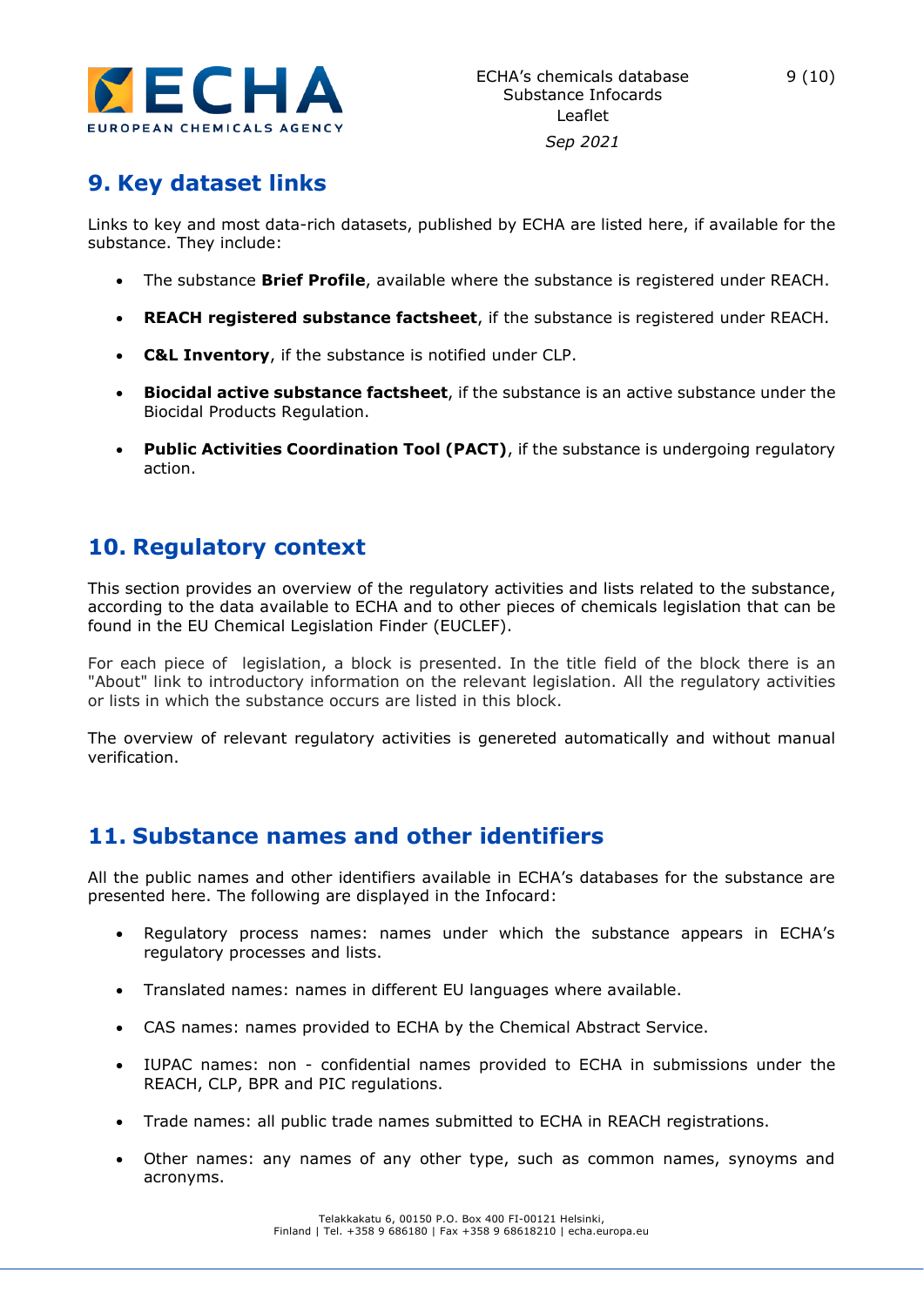## 9. Key dataset links

Links to key and most data-rich datasets, published by ECHA are listed here, if available for the substance. They include:

- The substance **Brief Profile**, available where the substance is registered under REACH.
- **REACH registered substance factsheet**, if the substance is registered under REACH.
- **C&L Inventory**, if the substance is notified under CLP.
- **Biocidal active substance factsheet**, if the substance is an active substance under the Biocidal Products Regulation.
- **Public Activities Coordination Tool (PACT)**, if the substance is undergoing regulatory action.

## 10. Regulatory context

This section provides an overview of the regulatory activities and lists related to the substance, according to the data available to ECHA and to other pieces of chemicals legislation that can be found in the EU Chemical Legislation Finder (EUCLEF).

For each piece of legislation, a block is presented. In the title field of the block there is an "About" link to introductory information on the relevant legislation. All the regulatory activities or lists in which the substance occurs are listed in this block.

The overview of relevant regulatory activities is genereted automatically and without manual verification.

## 11. Substance names and other identifiers

All the public names and other identifiers available in ECHA's databases for the substance are presented here. The following are displayed in the Infocard:

- Regulatory process names: names under which the substance appears in ECHA's regulatory processes and lists.
- Translated names: names in different EU languages where available.
- CAS names: names provided to ECHA by the Chemical Abstract Service.
- IUPAC names: non - confidential names provided to ECHA in submissions under the REACH, CLP, BPR and PIC regulations.
- Trade names: all public trade names submitted to ECHA in REACH registrations.
- Other names: any names of any other type, such as common names, synoyms and acronyms.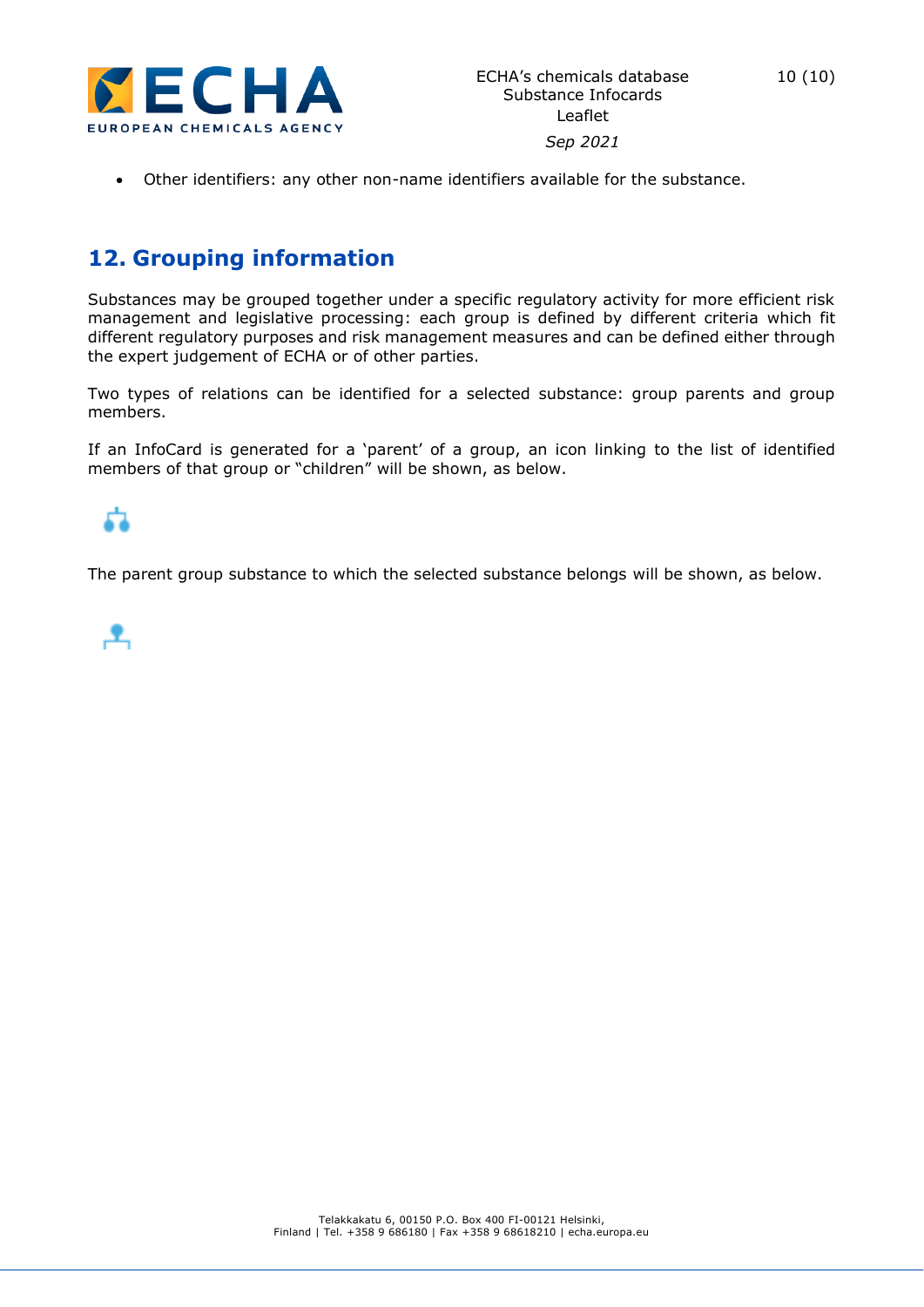- Other identifiers: any other non-name identifiers available for the substance.

## 12. Grouping information

Substances may be grouped together under a specific regulatory activity for more efficient risk management and legislative processing: each group is defined by different criteria which fit different regulatory purposes and risk management measures and can be defined either through the expert judgement of ECHA or of other parties.

Two types of relations can be identified for a selected substance: group parents and group members.

If an InfoCard is generated for a 'parent' of a group, an icon linking to the list of identified members of that group or "children" will be shown, as below.

The parent group substance to which the selected substance belongs will be shown, as below.